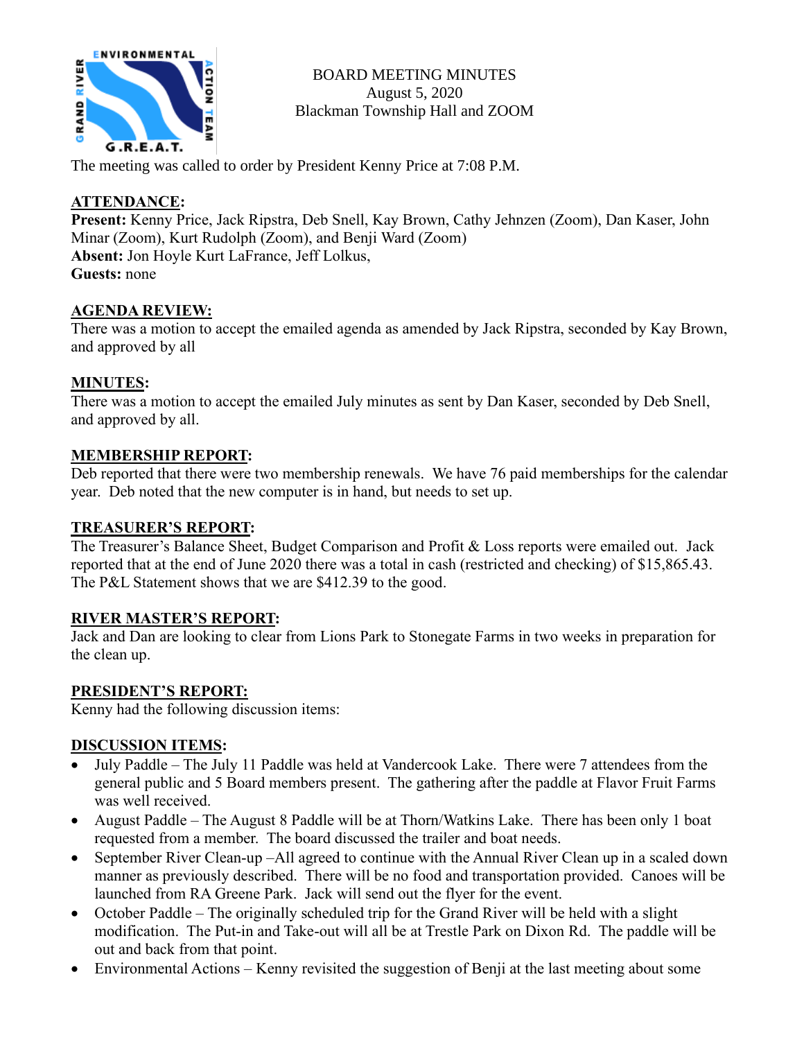BOARD MEETING MINUTES
August 5, 2020
Blackman Township Hall and ZOOM

The meeting was called to order by President Kenny Price at 7:08 P.M.

## ATTENDANCE:

**Present:** Kenny Price, Jack Ripstra, Deb Snell, Kay Brown, Cathy Jehnzen (Zoom), Dan Kaser, John Minar (Zoom), Kurt Rudolph (Zoom), and Benji Ward (Zoom)
**Absent:** Jon Hoyle Kurt LaFrance, Jeff Lolkus,
**Guests:** none

## AGENDA REVIEW:

There was a motion to accept the emailed agenda as amended by Jack Ripstra, seconded by Kay Brown, and approved by all

## MINUTES:

There was a motion to accept the emailed July minutes as sent by Dan Kaser, seconded by Deb Snell, and approved by all.

## MEMBERSHIP REPORT:

Deb reported that there were two membership renewals. We have 76 paid memberships for the calendar year. Deb noted that the new computer is in hand, but needs to set up.

## TREASURER'S REPORT:

The Treasurer's Balance Sheet, Budget Comparison and Profit & Loss reports were emailed out. Jack reported that at the end of June 2020 there was a total in cash (restricted and checking) of $15,865.43. The P&L Statement shows that we are $412.39 to the good.

## RIVER MASTER'S REPORT:

Jack and Dan are looking to clear from Lions Park to Stonegate Farms in two weeks in preparation for the clean up.

## PRESIDENT'S REPORT:

Kenny had the following discussion items:

## DISCUSSION ITEMS:

- July Paddle – The July 11 Paddle was held at Vandercook Lake. There were 7 attendees from the general public and 5 Board members present. The gathering after the paddle at Flavor Fruit Farms was well received.
- August Paddle – The August 8 Paddle will be at Thorn/Watkins Lake. There has been only 1 boat requested from a member. The board discussed the trailer and boat needs.
- September River Clean-up –All agreed to continue with the Annual River Clean up in a scaled down manner as previously described. There will be no food and transportation provided. Canoes will be launched from RA Greene Park. Jack will send out the flyer for the event.
- October Paddle – The originally scheduled trip for the Grand River will be held with a slight modification. The Put-in and Take-out will all be at Trestle Park on Dixon Rd. The paddle will be out and back from that point.
- Environmental Actions – Kenny revisited the suggestion of Benji at the last meeting about some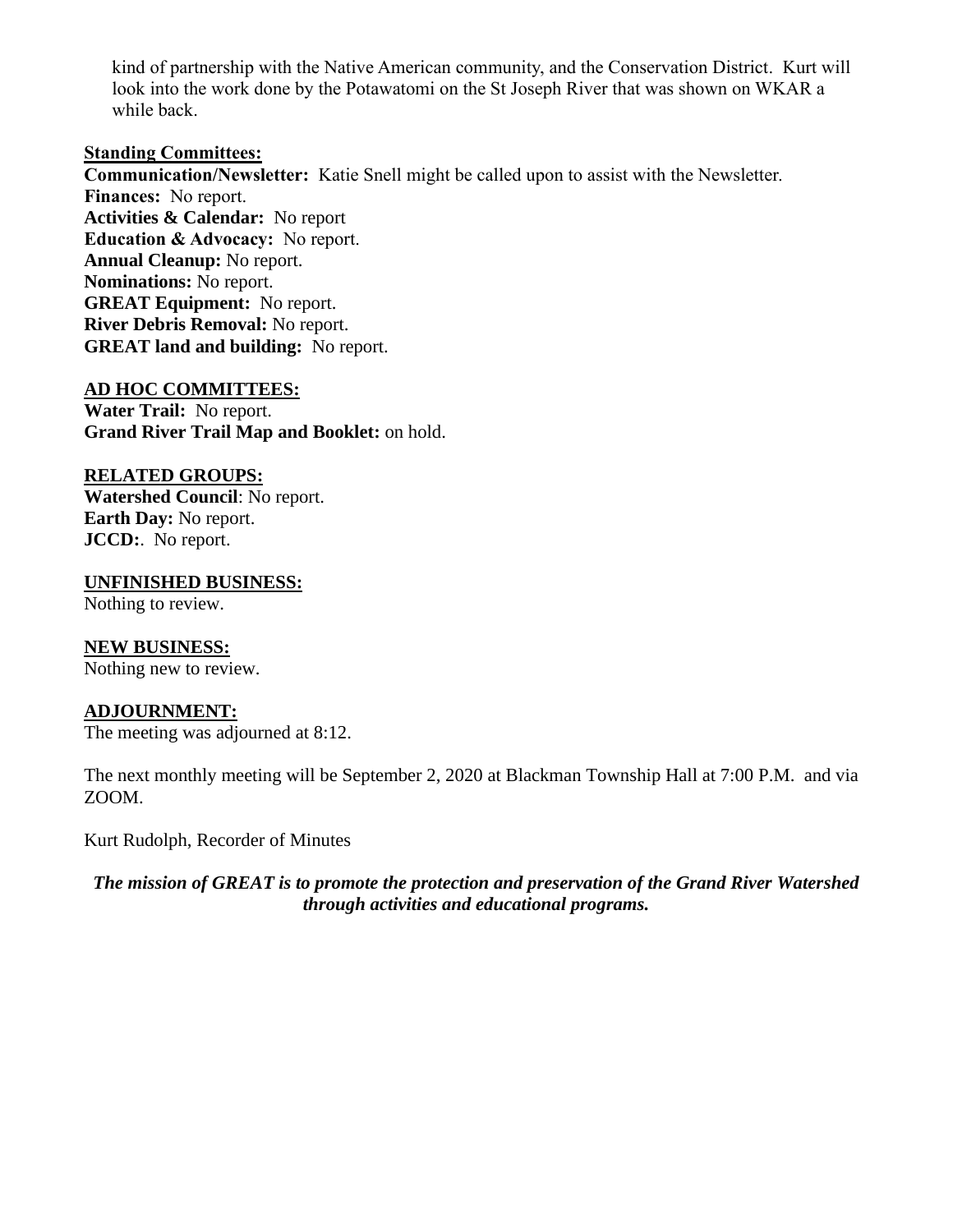kind of partnership with the Native American community, and the Conservation District. Kurt will look into the work done by the Potawatomi on the St Joseph River that was shown on WKAR a while back.

**Standing Committees:**

**Communication/Newsletter:** Katie Snell might be called upon to assist with the Newsletter.
**Finances:** No report.
**Activities & Calendar:** No report
**Education & Advocacy:** No report.
**Annual Cleanup:** No report.
**Nominations:** No report.
**GREAT Equipment:** No report.
**River Debris Removal:** No report.
**GREAT land and building:** No report.

**AD HOC COMMITTEES:**

**Water Trail:** No report.
**Grand River Trail Map and Booklet:** on hold.

**RELATED GROUPS:**

**Watershed Council**: No report.
**Earth Day:** No report.
**JCCD:**. No report.

**UNFINISHED BUSINESS:**

Nothing to review.

**NEW BUSINESS:**

Nothing new to review.

**ADJOURNMENT:**

The meeting was adjourned at 8:12.

The next monthly meeting will be September 2, 2020 at Blackman Township Hall at 7:00 P.M. and via ZOOM.

Kurt Rudolph, Recorder of Minutes

***The mission of GREAT is to promote the protection and preservation of the Grand River Watershed through activities and educational programs.***